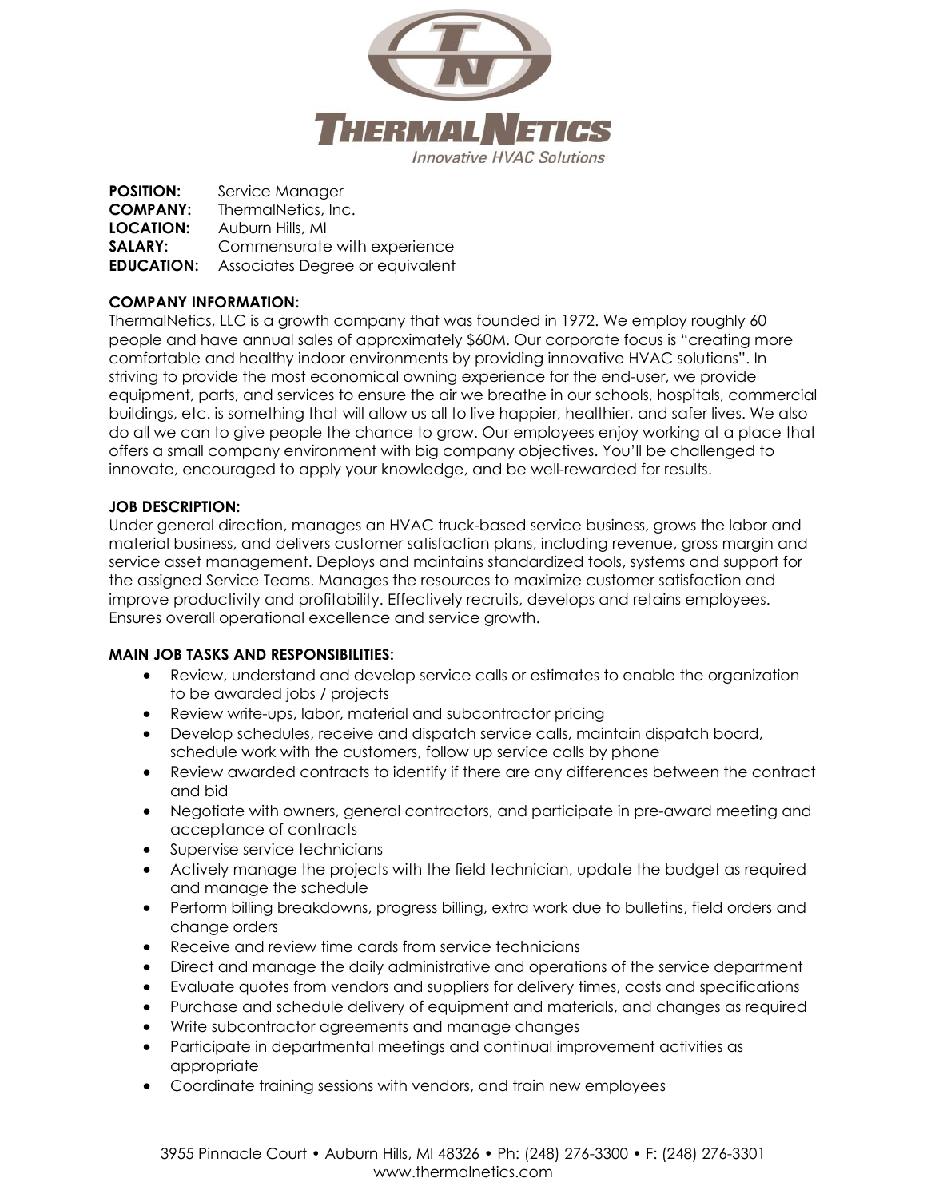**THERMALNETICS**

*Innovative HVAC Solutions*

**POSITION:** Service Manager
**COMPANY:** ThermalNetics, Inc.
**LOCATION:** Auburn Hills, MI
**SALARY:** Commensurate with experience
**EDUCATION:** Associates Degree or equivalent

**COMPANY INFORMATION:**

ThermalNetics, LLC is a growth company that was founded in 1972. We employ roughly 60 people and have annual sales of approximately $60M. Our corporate focus is "creating more comfortable and healthy indoor environments by providing innovative HVAC solutions". In striving to provide the most economical owning experience for the end-user, we provide equipment, parts, and services to ensure the air we breathe in our schools, hospitals, commercial buildings, etc. is something that will allow us all to live happier, healthier, and safer lives. We also do all we can to give people the chance to grow. Our employees enjoy working at a place that offers a small company environment with big company objectives. You'll be challenged to innovate, encouraged to apply your knowledge, and be well-rewarded for results.

**JOB DESCRIPTION:**

Under general direction, manages an HVAC truck-based service business, grows the labor and material business, and delivers customer satisfaction plans, including revenue, gross margin and service asset management. Deploys and maintains standardized tools, systems and support for the assigned Service Teams. Manages the resources to maximize customer satisfaction and improve productivity and profitability. Effectively recruits, develops and retains employees. Ensures overall operational excellence and service growth.

**MAIN JOB TASKS AND RESPONSIBILITIES:**

- Review, understand and develop service calls or estimates to enable the organization to be awarded jobs / projects
- Review write-ups, labor, material and subcontractor pricing
- Develop schedules, receive and dispatch service calls, maintain dispatch board, schedule work with the customers, follow up service calls by phone
- Review awarded contracts to identify if there are any differences between the contract and bid
- Negotiate with owners, general contractors, and participate in pre-award meeting and acceptance of contracts
- Supervise service technicians
- Actively manage the projects with the field technician, update the budget as required and manage the schedule
- Perform billing breakdowns, progress billing, extra work due to bulletins, field orders and change orders
- Receive and review time cards from service technicians
- Direct and manage the daily administrative and operations of the service department
- Evaluate quotes from vendors and suppliers for delivery times, costs and specifications
- Purchase and schedule delivery of equipment and materials, and changes as required
- Write subcontractor agreements and manage changes
- Participate in departmental meetings and continual improvement activities as appropriate
- Coordinate training sessions with vendors, and train new employees

3955 Pinnacle Court • Auburn Hills, MI 48326 • Ph: (248) 276-3300 • F: (248) 276-3301
www.thermalnetics.com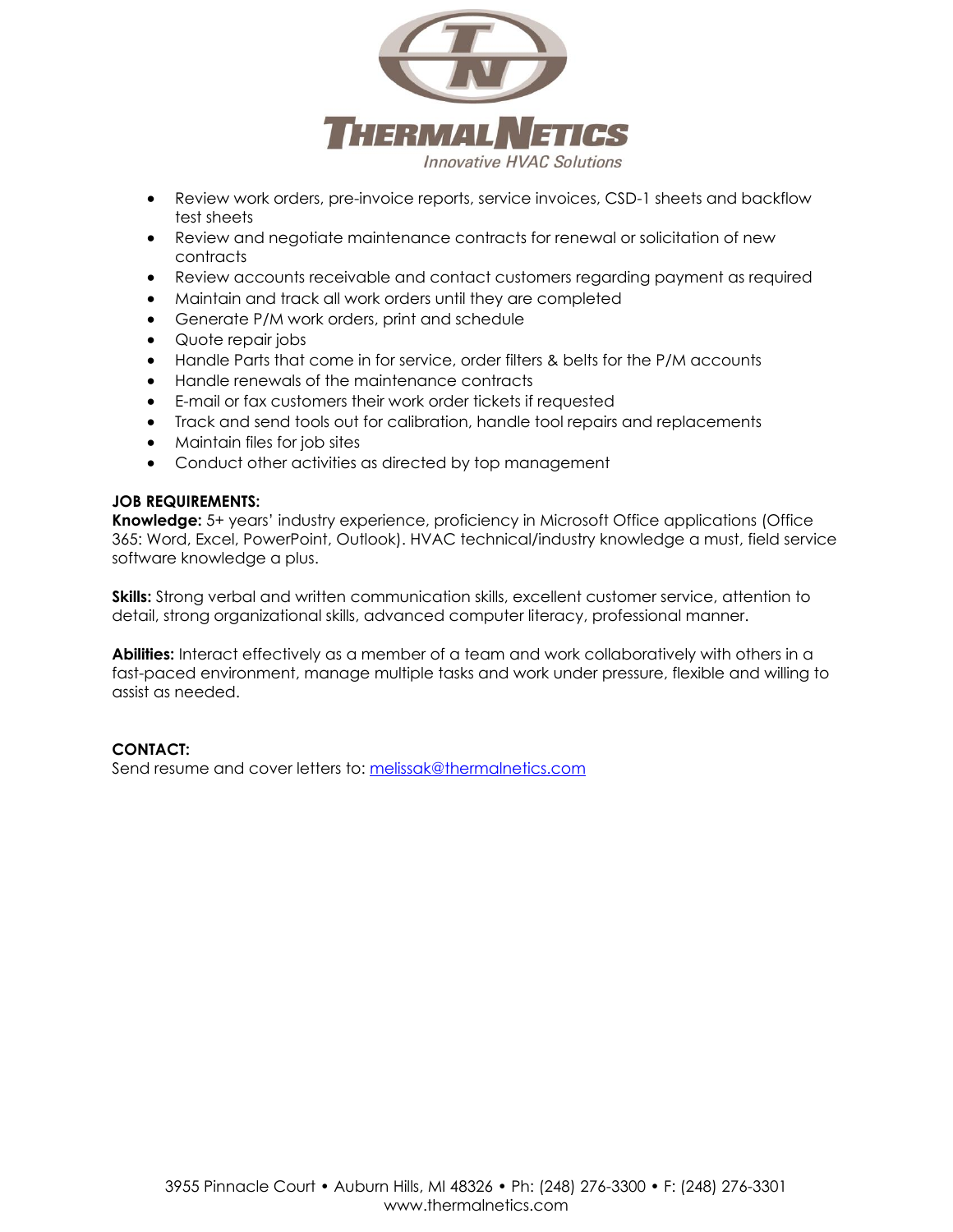- Review work orders, pre-invoice reports, service invoices, CSD-1 sheets and backflow test sheets
- Review and negotiate maintenance contracts for renewal or solicitation of new contracts
- Review accounts receivable and contact customers regarding payment as required
- Maintain and track all work orders until they are completed
- Generate P/M work orders, print and schedule
- Quote repair jobs
- Handle Parts that come in for service, order filters & belts for the P/M accounts
- Handle renewals of the maintenance contracts
- E-mail or fax customers their work order tickets if requested
- Track and send tools out for calibration, handle tool repairs and replacements
- Maintain files for job sites
- Conduct other activities as directed by top management

**JOB REQUIREMENTS:**

**Knowledge:** 5+ years' industry experience, proficiency in Microsoft Office applications (Office 365: Word, Excel, PowerPoint, Outlook). HVAC technical/industry knowledge a must, field service software knowledge a plus.

**Skills:** Strong verbal and written communication skills, excellent customer service, attention to detail, strong organizational skills, advanced computer literacy, professional manner.

**Abilities:** Interact effectively as a member of a team and work collaboratively with others in a fast-paced environment, manage multiple tasks and work under pressure, flexible and willing to assist as needed.

**CONTACT:**

Send resume and cover letters to: melissak@thermalnetics.com